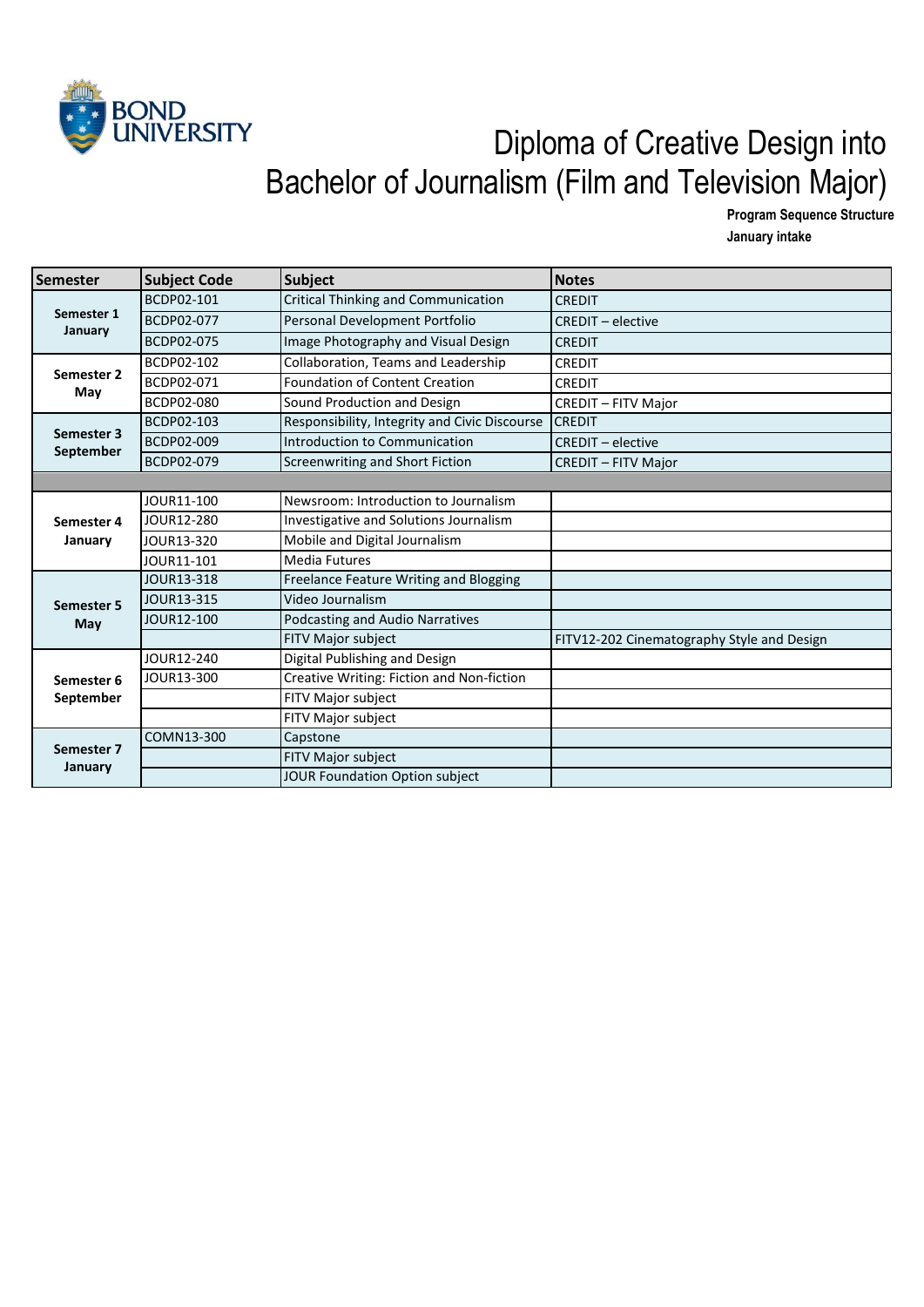BOND UNIVERSITY

# Diploma of Creative Design into Bachelor of Journalism (Film and Television Major)

**Program Sequence Structure**

**January intake**

| Semester | Subject Code | Subject | Notes |
|---|---|---|---|
| **Semester 1 January** | BCDP02-101 | Critical Thinking and Communication | CREDIT |
| | BCDP02-077 | Personal Development Portfolio | CREDIT – elective |
| | BCDP02-075 | Image Photography and Visual Design | CREDIT |
| **Semester 2 May** | BCDP02-102 | Collaboration, Teams and Leadership | CREDIT |
| | BCDP02-071 | Foundation of Content Creation | CREDIT |
| | BCDP02-080 | Sound Production and Design | CREDIT – FITV Major |
| **Semester 3 September** | BCDP02-103 | Responsibility, Integrity and Civic Discourse | CREDIT |
| | BCDP02-009 | Introduction to Communication | CREDIT – elective |
| | BCDP02-079 | Screenwriting and Short Fiction | CREDIT – FITV Major |
| | | | |
| **Semester 4 January** | JOUR11-100 | Newsroom: Introduction to Journalism | |
| | JOUR12-280 | Investigative and Solutions Journalism | |
| | JOUR13-320 | Mobile and Digital Journalism | |
| | JOUR11-101 | Media Futures | |
| **Semester 5 May** | JOUR13-318 | Freelance Feature Writing and Blogging | |
| | JOUR13-315 | Video Journalism | |
| | JOUR12-100 | Podcasting and Audio Narratives | |
| | | FITV Major subject | FITV12-202 Cinematography Style and Design |
| **Semester 6 September** | JOUR12-240 | Digital Publishing and Design | |
| | JOUR13-300 | Creative Writing: Fiction and Non-fiction | |
| | | FITV Major subject | |
| | | FITV Major subject | |
| **Semester 7 January** | COMN13-300 | Capstone | |
| | | FITV Major subject | |
| | | JOUR Foundation Option subject | |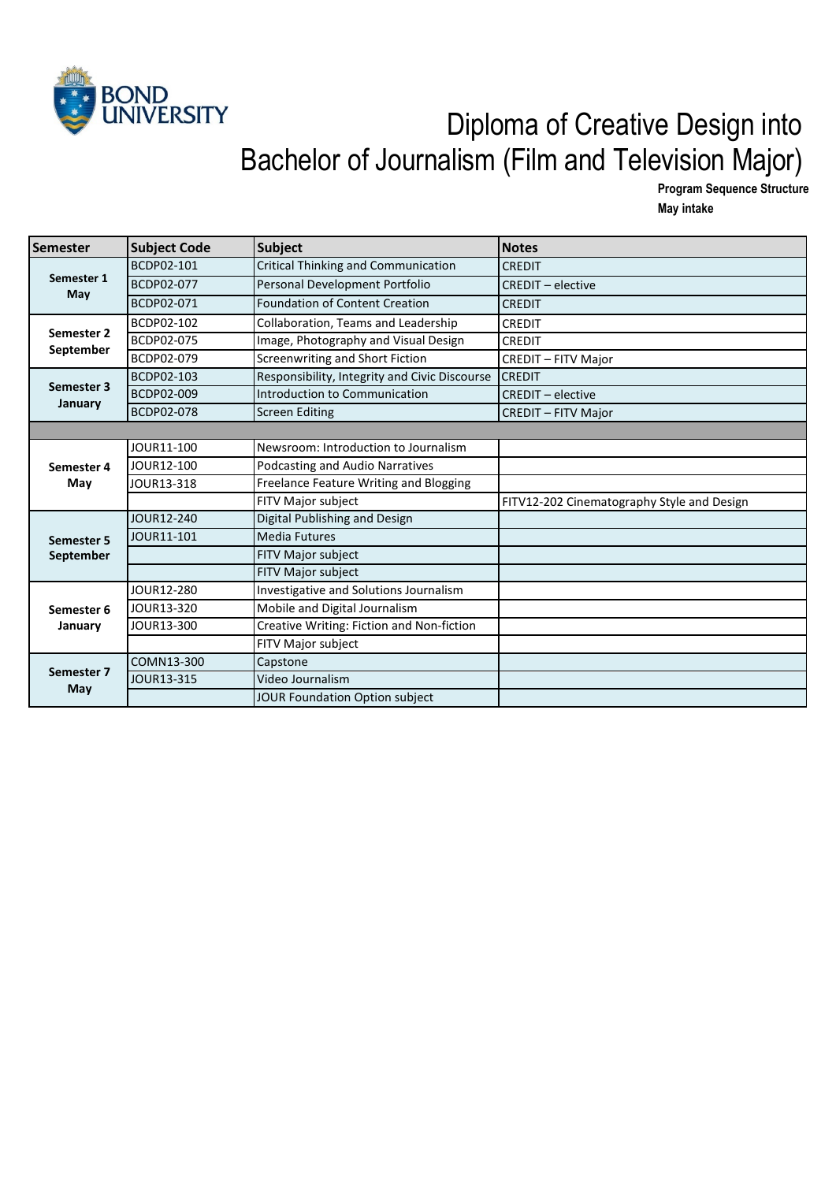BOND UNIVERSITY

# Diploma of Creative Design into Bachelor of Journalism (Film and Television Major)

**Program Sequence Structure**
**May intake**

| Semester | Subject Code | Subject | Notes |
|---|---|---|---|
| **Semester 1 May** | BCDP02-101 | Critical Thinking and Communication | CREDIT |
| | BCDP02-077 | Personal Development Portfolio | CREDIT – elective |
| | BCDP02-071 | Foundation of Content Creation | CREDIT |
| **Semester 2 September** | BCDP02-102 | Collaboration, Teams and Leadership | CREDIT |
| | BCDP02-075 | Image, Photography and Visual Design | CREDIT |
| | BCDP02-079 | Screenwriting and Short Fiction | CREDIT – FITV Major |
| **Semester 3 January** | BCDP02-103 | Responsibility, Integrity and Civic Discourse | CREDIT |
| | BCDP02-009 | Introduction to Communication | CREDIT – elective |
| | BCDP02-078 | Screen Editing | CREDIT – FITV Major |
| | | | |
| **Semester 4 May** | JOUR11-100 | Newsroom: Introduction to Journalism | |
| | JOUR12-100 | Podcasting and Audio Narratives | |
| | JOUR13-318 | Freelance Feature Writing and Blogging | |
| | | FITV Major subject | FITV12-202 Cinematography Style and Design |
| **Semester 5 September** | JOUR12-240 | Digital Publishing and Design | |
| | JOUR11-101 | Media Futures | |
| | | FITV Major subject | |
| | | FITV Major subject | |
| **Semester 6 January** | JOUR12-280 | Investigative and Solutions Journalism | |
| | JOUR13-320 | Mobile and Digital Journalism | |
| | JOUR13-300 | Creative Writing: Fiction and Non-fiction | |
| | | FITV Major subject | |
| **Semester 7 May** | COMN13-300 | Capstone | |
| | JOUR13-315 | Video Journalism | |
| | | JOUR Foundation Option subject | |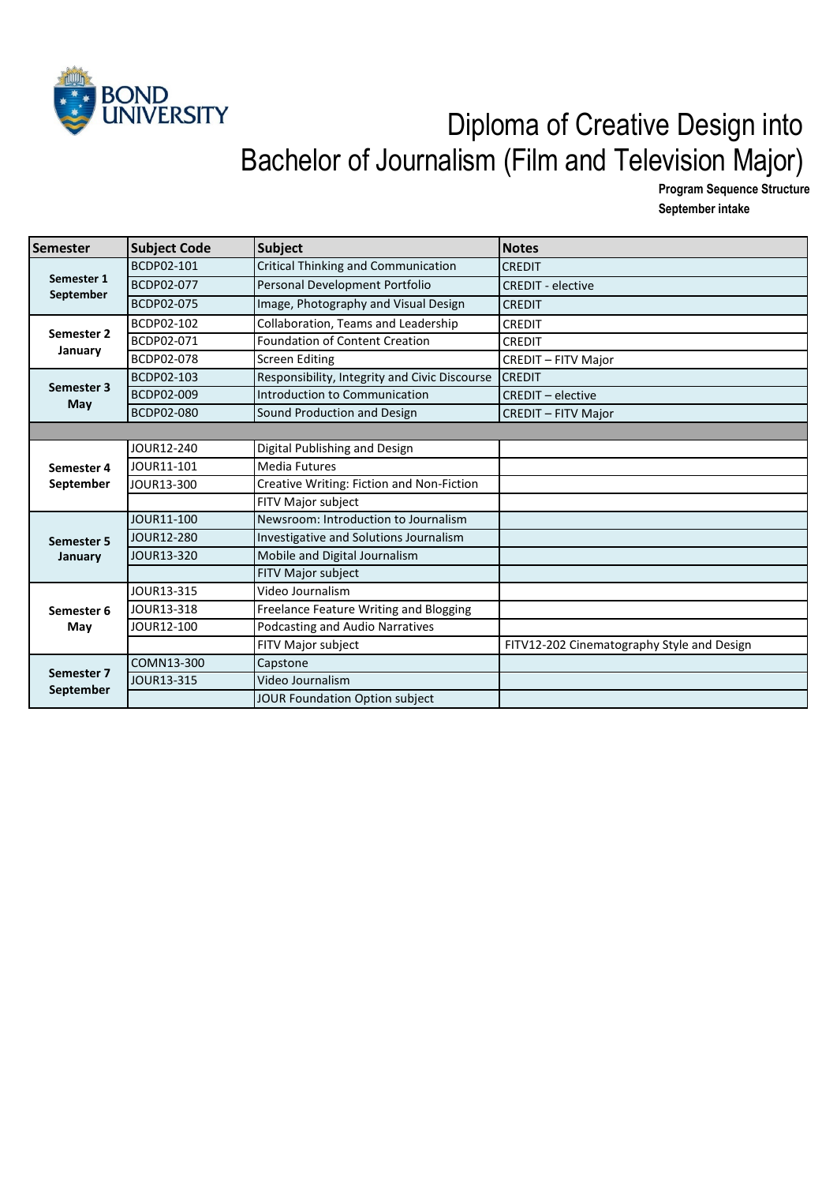BOND UNIVERSITY

# Diploma of Creative Design into Bachelor of Journalism (Film and Television Major)

**Program Sequence Structure**
**September intake**

| Semester | Subject Code | Subject | Notes |
| --- | --- | --- | --- |
| **Semester 1 September** | BCDP02-101 | Critical Thinking and Communication | CREDIT |
| | BCDP02-077 | Personal Development Portfolio | CREDIT - elective |
| | BCDP02-075 | Image, Photography and Visual Design | CREDIT |
| **Semester 2 January** | BCDP02-102 | Collaboration, Teams and Leadership | CREDIT |
| | BCDP02-071 | Foundation of Content Creation | CREDIT |
| | BCDP02-078 | Screen Editing | CREDIT – FITV Major |
| **Semester 3 May** | BCDP02-103 | Responsibility, Integrity and Civic Discourse | CREDIT |
| | BCDP02-009 | Introduction to Communication | CREDIT – elective |
| | BCDP02-080 | Sound Production and Design | CREDIT – FITV Major |
| | | | |
| **Semester 4 September** | JOUR12-240 | Digital Publishing and Design | |
| | JOUR11-101 | Media Futures | |
| | JOUR13-300 | Creative Writing: Fiction and Non-Fiction | |
| | | FITV Major subject | |
| **Semester 5 January** | JOUR11-100 | Newsroom: Introduction to Journalism | |
| | JOUR12-280 | Investigative and Solutions Journalism | |
| | JOUR13-320 | Mobile and Digital Journalism | |
| | | FITV Major subject | |
| **Semester 6 May** | JOUR13-315 | Video Journalism | |
| | JOUR13-318 | Freelance Feature Writing and Blogging | |
| | JOUR12-100 | Podcasting and Audio Narratives | |
| | | FITV Major subject | FITV12-202 Cinematography Style and Design |
| **Semester 7 September** | COMN13-300 | Capstone | |
| | JOUR13-315 | Video Journalism | |
| | | JOUR Foundation Option subject | |